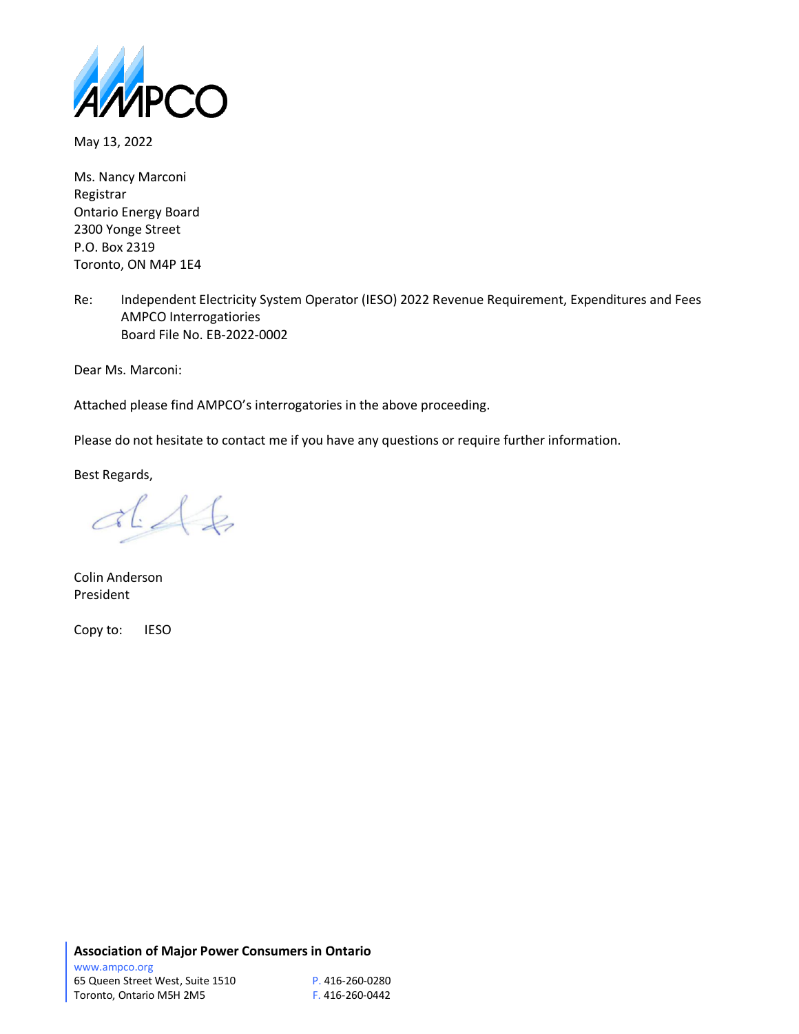AMPCO

May 13, 2022

Ms. Nancy Marconi
Registrar
Ontario Energy Board
2300 Yonge Street
P.O. Box 2319
Toronto, ON M4P 1E4

Re: Independent Electricity System Operator (IESO) 2022 Revenue Requirement, Expenditures and Fees
AMPCO Interrogatiories
Board File No. EB-2022-0002

Dear Ms. Marconi:

Attached please find AMPCO's interrogatories in the above proceeding.

Please do not hesitate to contact me if you have any questions or require further information.

Best Regards,

Colin Anderson
President

Copy to: IESO

**Association of Major Power Consumers in Ontario**
www.ampco.org
65 Queen Street West, Suite 1510
Toronto, Ontario M5H 2M5
P. 416-260-0280
F. 416-260-0442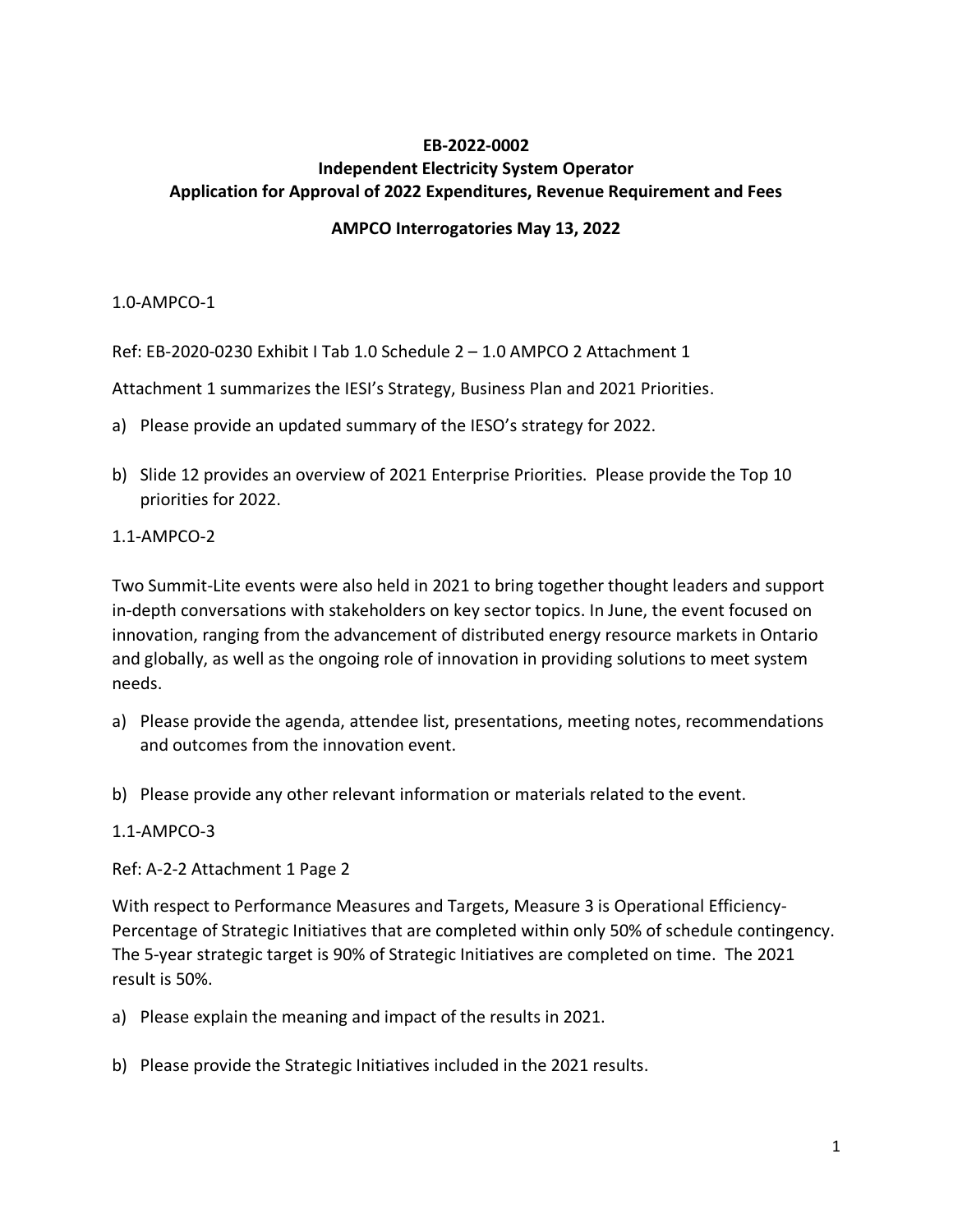**EB-2022-0002**
**Independent Electricity System Operator**
**Application for Approval of 2022 Expenditures, Revenue Requirement and Fees**

**AMPCO Interrogatories May 13, 2022**

1.0-AMPCO-1

Ref: EB-2020-0230 Exhibit I Tab 1.0 Schedule 2 – 1.0 AMPCO 2 Attachment 1

Attachment 1 summarizes the IESI's Strategy, Business Plan and 2021 Priorities.

a) Please provide an updated summary of the IESO's strategy for 2022.

b) Slide 12 provides an overview of 2021 Enterprise Priorities. Please provide the Top 10 priorities for 2022.

1.1-AMPCO-2

Two Summit-Lite events were also held in 2021 to bring together thought leaders and support in-depth conversations with stakeholders on key sector topics. In June, the event focused on innovation, ranging from the advancement of distributed energy resource markets in Ontario and globally, as well as the ongoing role of innovation in providing solutions to meet system needs.

a) Please provide the agenda, attendee list, presentations, meeting notes, recommendations and outcomes from the innovation event.

b) Please provide any other relevant information or materials related to the event.

1.1-AMPCO-3

Ref: A-2-2 Attachment 1 Page 2

With respect to Performance Measures and Targets, Measure 3 is Operational Efficiency-Percentage of Strategic Initiatives that are completed within only 50% of schedule contingency. The 5-year strategic target is 90% of Strategic Initiatives are completed on time. The 2021 result is 50%.

a) Please explain the meaning and impact of the results in 2021.

b) Please provide the Strategic Initiatives included in the 2021 results.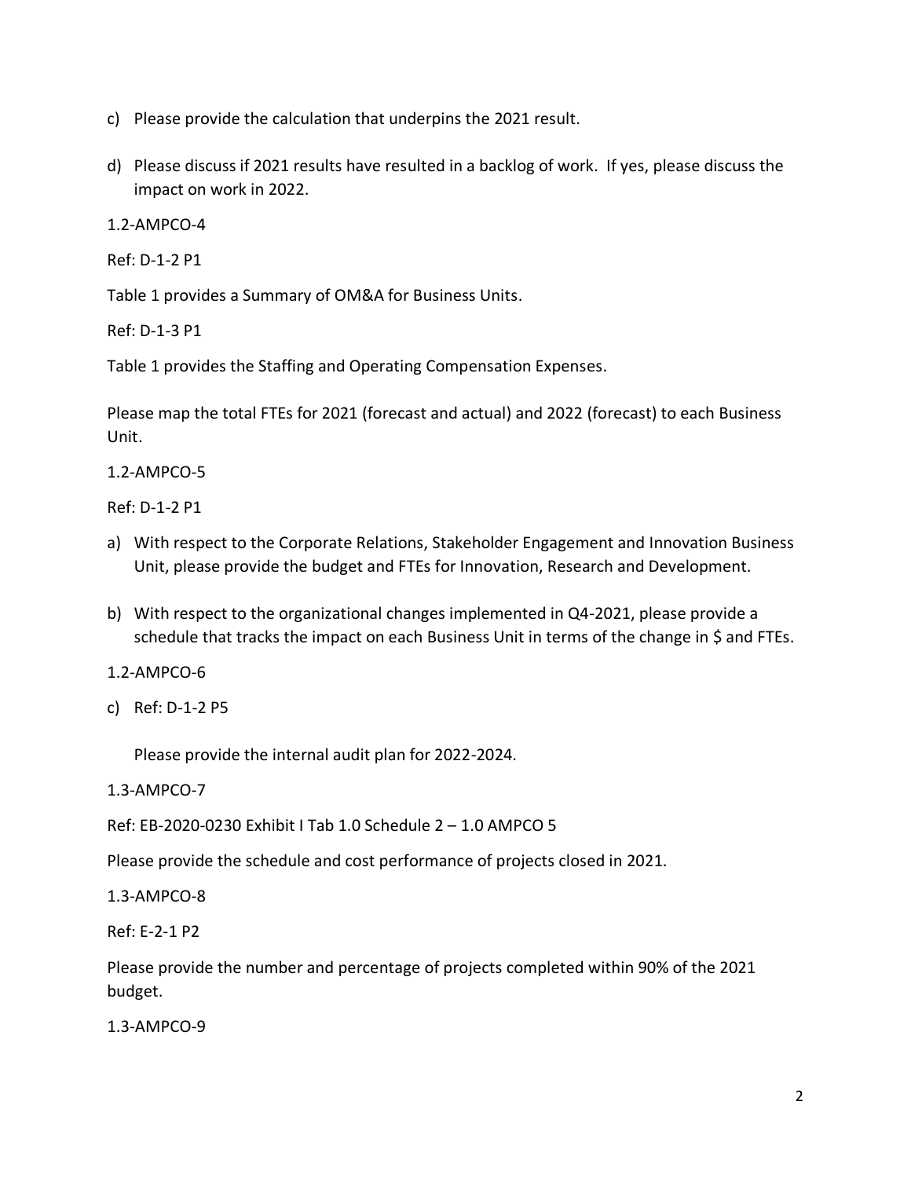c) Please provide the calculation that underpins the 2021 result.

d) Please discuss if 2021 results have resulted in a backlog of work. If yes, please discuss the impact on work in 2022.

1.2-AMPCO-4

Ref: D-1-2 P1

Table 1 provides a Summary of OM&A for Business Units.

Ref: D-1-3 P1

Table 1 provides the Staffing and Operating Compensation Expenses.

Please map the total FTEs for 2021 (forecast and actual) and 2022 (forecast) to each Business Unit.

1.2-AMPCO-5

Ref: D-1-2 P1

a) With respect to the Corporate Relations, Stakeholder Engagement and Innovation Business Unit, please provide the budget and FTEs for Innovation, Research and Development.

b) With respect to the organizational changes implemented in Q4-2021, please provide a schedule that tracks the impact on each Business Unit in terms of the change in $ and FTEs.

1.2-AMPCO-6

c) Ref: D-1-2 P5

   Please provide the internal audit plan for 2022-2024.

1.3-AMPCO-7

Ref: EB-2020-0230 Exhibit I Tab 1.0 Schedule 2 – 1.0 AMPCO 5

Please provide the schedule and cost performance of projects closed in 2021.

1.3-AMPCO-8

Ref: E-2-1 P2

Please provide the number and percentage of projects completed within 90% of the 2021 budget.

1.3-AMPCO-9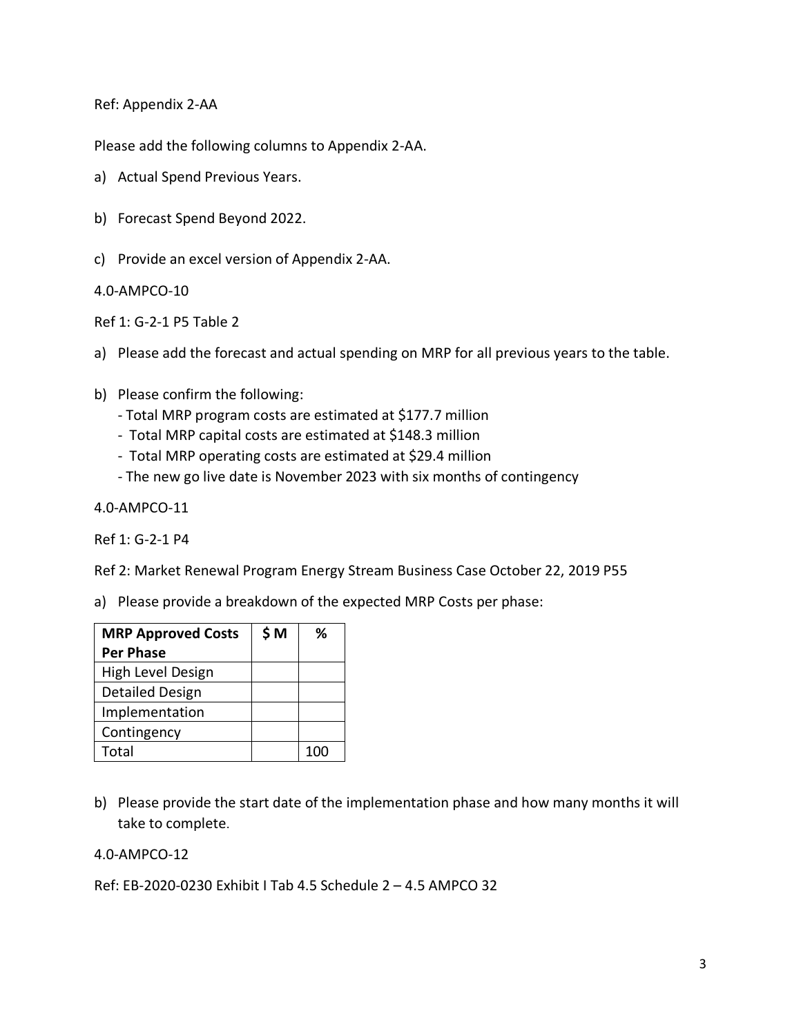Ref: Appendix 2-AA

Please add the following columns to Appendix 2-AA.

a) Actual Spend Previous Years.

b) Forecast Spend Beyond 2022.

c) Provide an excel version of Appendix 2-AA.

4.0-AMPCO-10

Ref 1: G-2-1 P5 Table 2

a) Please add the forecast and actual spending on MRP for all previous years to the table.

b) Please confirm the following:
   - Total MRP program costs are estimated at $177.7 million
   - Total MRP capital costs are estimated at $148.3 million
   - Total MRP operating costs are estimated at $29.4 million
   - The new go live date is November 2023 with six months of contingency

4.0-AMPCO-11

Ref 1: G-2-1 P4

Ref 2: Market Renewal Program Energy Stream Business Case October 22, 2019 P55

a) Please provide a breakdown of the expected MRP Costs per phase:

| MRP Approved Costs Per Phase | $ M | % |
|---|---|---|
| High Level Design | | |
| Detailed Design | | |
| Implementation | | |
| Contingency | | |
| Total | | 100 |

b) Please provide the start date of the implementation phase and how many months it will take to complete.

4.0-AMPCO-12

Ref: EB-2020-0230 Exhibit I Tab 4.5 Schedule 2 – 4.5 AMPCO 32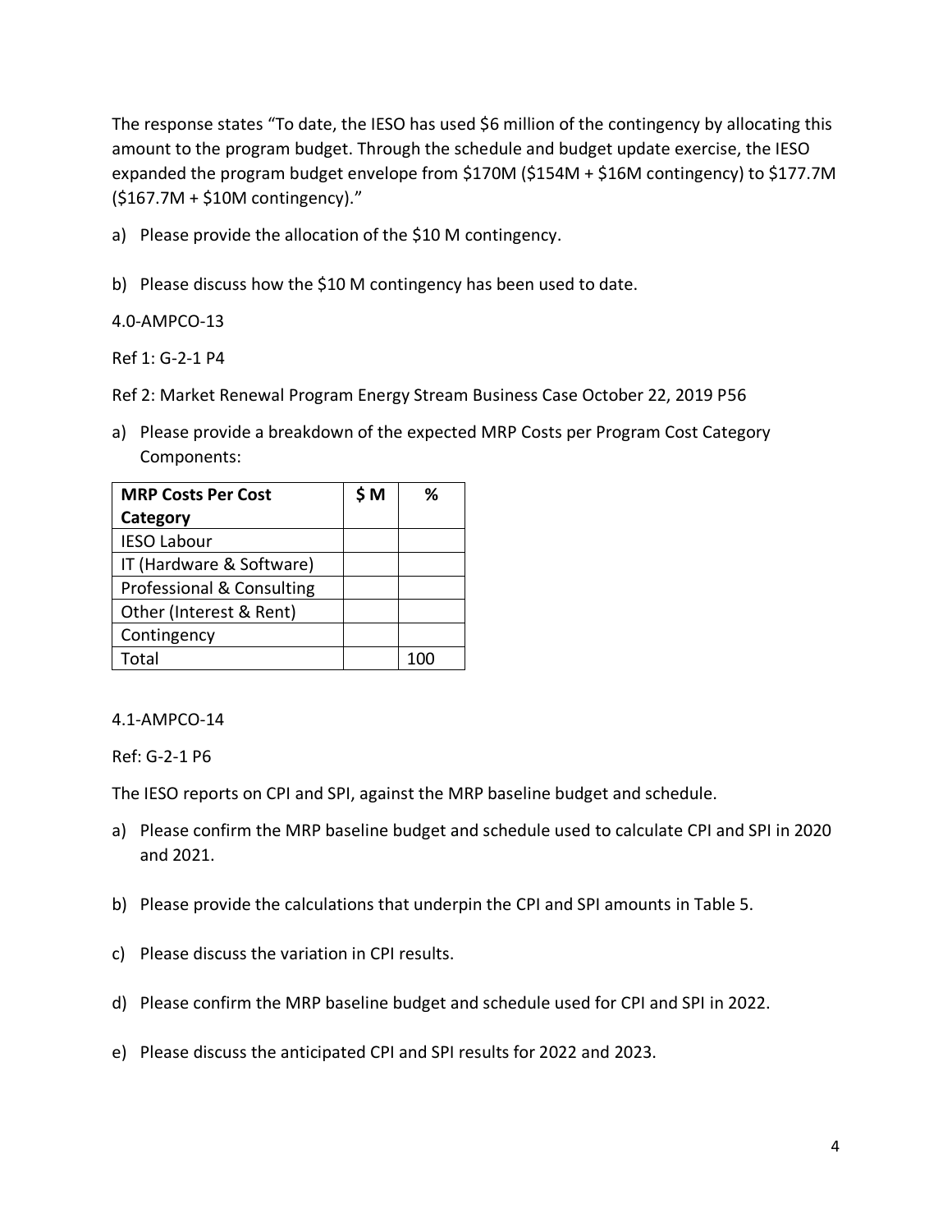The response states "To date, the IESO has used $6 million of the contingency by allocating this amount to the program budget. Through the schedule and budget update exercise, the IESO expanded the program budget envelope from $170M ($154M + $16M contingency) to $177.7M ($167.7M + $10M contingency)."

a) Please provide the allocation of the $10 M contingency.

b) Please discuss how the $10 M contingency has been used to date.

4.0-AMPCO-13

Ref 1: G-2-1 P4

Ref 2: Market Renewal Program Energy Stream Business Case October 22, 2019 P56

a) Please provide a breakdown of the expected MRP Costs per Program Cost Category Components:

| MRP Costs Per Cost Category | $ M | % |
|---|---|---|
| IESO Labour | | |
| IT (Hardware & Software) | | |
| Professional & Consulting | | |
| Other (Interest & Rent) | | |
| Contingency | | |
| Total | | 100 |

4.1-AMPCO-14

Ref: G-2-1 P6

The IESO reports on CPI and SPI, against the MRP baseline budget and schedule.

a) Please confirm the MRP baseline budget and schedule used to calculate CPI and SPI in 2020 and 2021.

b) Please provide the calculations that underpin the CPI and SPI amounts in Table 5.

c) Please discuss the variation in CPI results.

d) Please confirm the MRP baseline budget and schedule used for CPI and SPI in 2022.

e) Please discuss the anticipated CPI and SPI results for 2022 and 2023.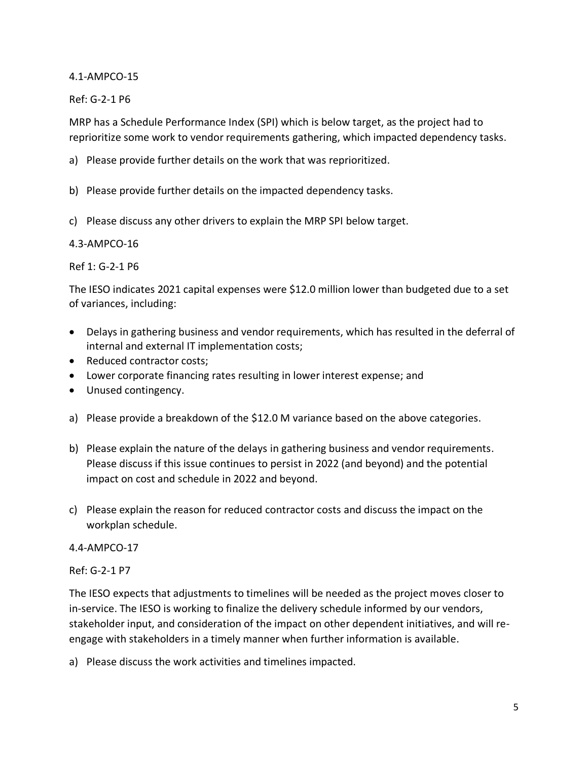4.1-AMPCO-15

Ref: G-2-1 P6

MRP has a Schedule Performance Index (SPI) which is below target, as the project had to reprioritize some work to vendor requirements gathering, which impacted dependency tasks.

a) Please provide further details on the work that was reprioritized.

b) Please provide further details on the impacted dependency tasks.

c) Please discuss any other drivers to explain the MRP SPI below target.

4.3-AMPCO-16

Ref 1: G-2-1 P6

The IESO indicates 2021 capital expenses were $12.0 million lower than budgeted due to a set of variances, including:

- Delays in gathering business and vendor requirements, which has resulted in the deferral of internal and external IT implementation costs;
- Reduced contractor costs;
- Lower corporate financing rates resulting in lower interest expense; and
- Unused contingency.

a) Please provide a breakdown of the $12.0 M variance based on the above categories.

b) Please explain the nature of the delays in gathering business and vendor requirements. Please discuss if this issue continues to persist in 2022 (and beyond) and the potential impact on cost and schedule in 2022 and beyond.

c) Please explain the reason for reduced contractor costs and discuss the impact on the workplan schedule.

4.4-AMPCO-17

Ref: G-2-1 P7

The IESO expects that adjustments to timelines will be needed as the project moves closer to in-service. The IESO is working to finalize the delivery schedule informed by our vendors, stakeholder input, and consideration of the impact on other dependent initiatives, and will re-engage with stakeholders in a timely manner when further information is available.

a) Please discuss the work activities and timelines impacted.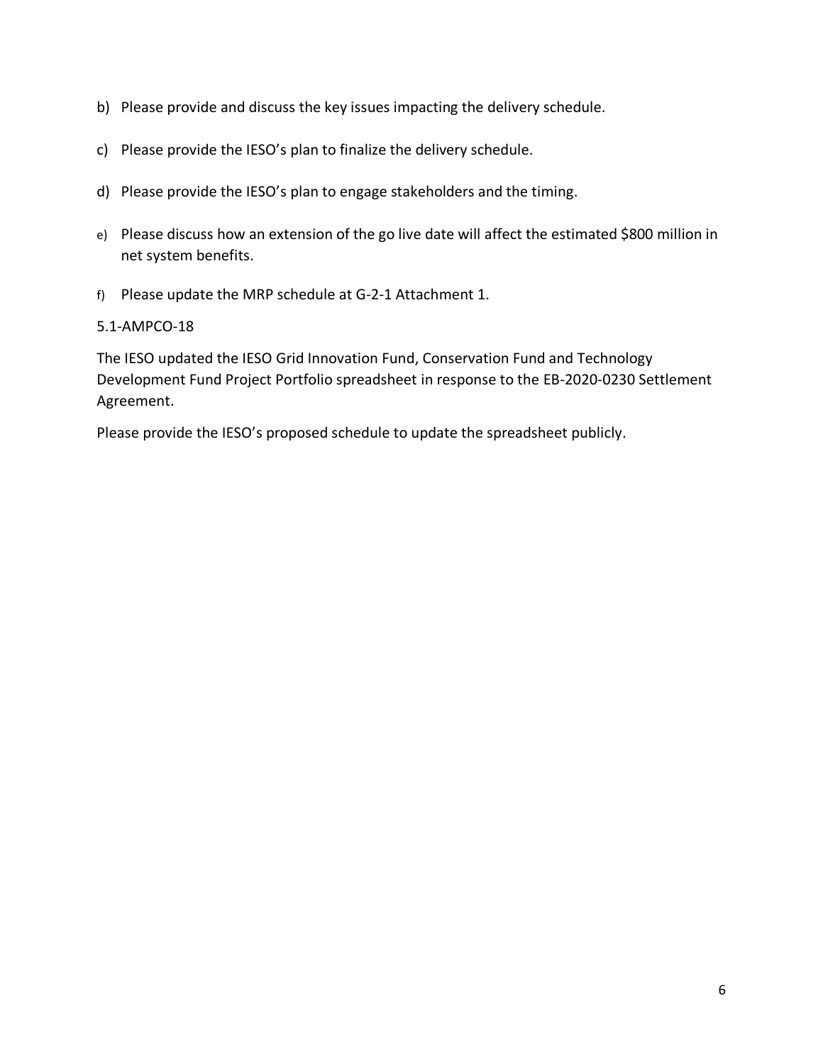b) Please provide and discuss the key issues impacting the delivery schedule.

c) Please provide the IESO's plan to finalize the delivery schedule.

d) Please provide the IESO's plan to engage stakeholders and the timing.

e) Please discuss how an extension of the go live date will affect the estimated $800 million in net system benefits.

f) Please update the MRP schedule at G-2-1 Attachment 1.

5.1-AMPCO-18

The IESO updated the IESO Grid Innovation Fund, Conservation Fund and Technology Development Fund Project Portfolio spreadsheet in response to the EB-2020-0230 Settlement Agreement.

Please provide the IESO's proposed schedule to update the spreadsheet publicly.